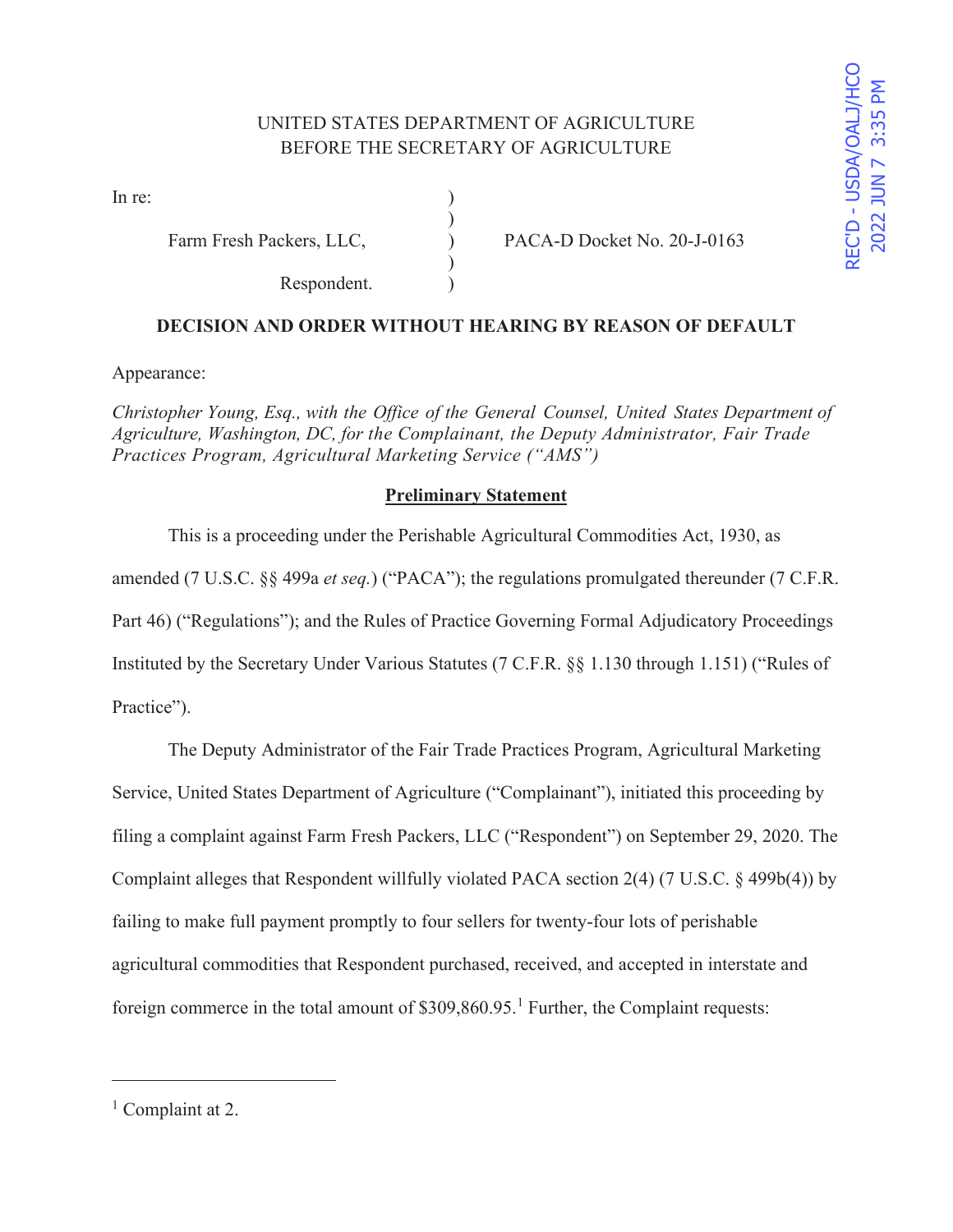UNITED STATES DEPARTMENT OF AGRICULTURE
BEFORE THE SECRETARY OF AGRICULTURE

REC'D - USDA/OALJ/HCO 2022 JUN 7 3:35 PM

In re:

Farm Fresh Packers, LLC,

Respondent.

PACA-D Docket No. 20-J-0163

**DECISION AND ORDER WITHOUT HEARING BY REASON OF DEFAULT**

Appearance:

*Christopher Young, Esq., with the Office of the General Counsel, United States Department of Agriculture, Washington, DC, for the Complainant, the Deputy Administrator, Fair Trade Practices Program, Agricultural Marketing Service ("AMS")*

**Preliminary Statement**

This is a proceeding under the Perishable Agricultural Commodities Act, 1930, as amended (7 U.S.C. §§ 499a *et seq.*) ("PACA"); the regulations promulgated thereunder (7 C.F.R. Part 46) ("Regulations"); and the Rules of Practice Governing Formal Adjudicatory Proceedings Instituted by the Secretary Under Various Statutes (7 C.F.R. §§ 1.130 through 1.151) ("Rules of Practice").

The Deputy Administrator of the Fair Trade Practices Program, Agricultural Marketing Service, United States Department of Agriculture ("Complainant"), initiated this proceeding by filing a complaint against Farm Fresh Packers, LLC ("Respondent") on September 29, 2020. The Complaint alleges that Respondent willfully violated PACA section 2(4) (7 U.S.C. § 499b(4)) by failing to make full payment promptly to four sellers for twenty-four lots of perishable agricultural commodities that Respondent purchased, received, and accepted in interstate and foreign commerce in the total amount of $309,860.95.[1] Further, the Complaint requests:

[1] Complaint at 2.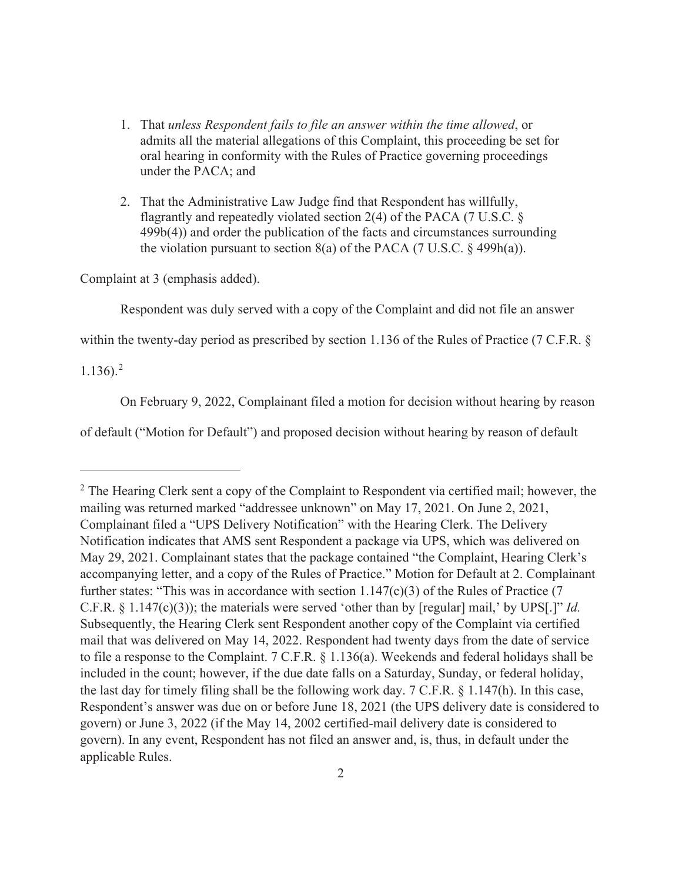1. That *unless Respondent fails to file an answer within the time allowed*, or admits all the material allegations of this Complaint, this proceeding be set for oral hearing in conformity with the Rules of Practice governing proceedings under the PACA; and

2. That the Administrative Law Judge find that Respondent has willfully, flagrantly and repeatedly violated section 2(4) of the PACA (7 U.S.C. § 499b(4)) and order the publication of the facts and circumstances surrounding the violation pursuant to section 8(a) of the PACA (7 U.S.C. § 499h(a)).

Complaint at 3 (emphasis added).

Respondent was duly served with a copy of the Complaint and did not file an answer within the twenty-day period as prescribed by section 1.136 of the Rules of Practice (7 C.F.R. § 1.136).[2]

On February 9, 2022, Complainant filed a motion for decision without hearing by reason of default ("Motion for Default") and proposed decision without hearing by reason of default

---

[2] The Hearing Clerk sent a copy of the Complaint to Respondent via certified mail; however, the mailing was returned marked "addressee unknown" on May 17, 2021. On June 2, 2021, Complainant filed a "UPS Delivery Notification" with the Hearing Clerk. The Delivery Notification indicates that AMS sent Respondent a package via UPS, which was delivered on May 29, 2021. Complainant states that the package contained "the Complaint, Hearing Clerk's accompanying letter, and a copy of the Rules of Practice." Motion for Default at 2. Complainant further states: "This was in accordance with section 1.147(c)(3) of the Rules of Practice (7 C.F.R. § 1.147(c)(3)); the materials were served 'other than by [regular] mail,' by UPS[.]" *Id.* Subsequently, the Hearing Clerk sent Respondent another copy of the Complaint via certified mail that was delivered on May 14, 2022. Respondent had twenty days from the date of service to file a response to the Complaint. 7 C.F.R. § 1.136(a). Weekends and federal holidays shall be included in the count; however, if the due date falls on a Saturday, Sunday, or federal holiday, the last day for timely filing shall be the following work day. 7 C.F.R. § 1.147(h). In this case, Respondent's answer was due on or before June 18, 2021 (the UPS delivery date is considered to govern) or June 3, 2022 (if the May 14, 2002 certified-mail delivery date is considered to govern). In any event, Respondent has not filed an answer and, is, thus, in default under the applicable Rules.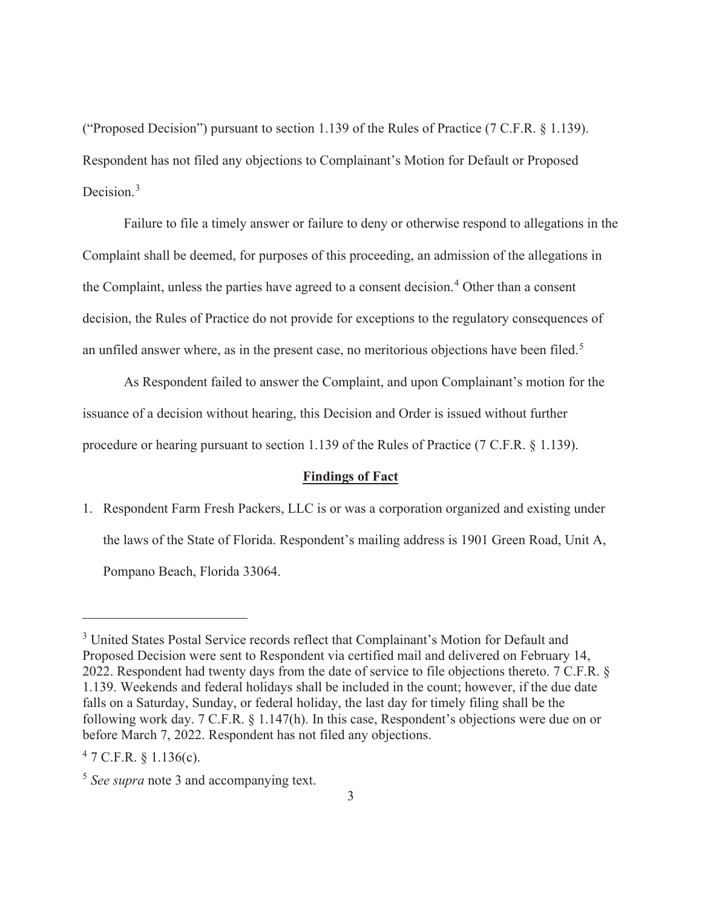("Proposed Decision") pursuant to section 1.139 of the Rules of Practice (7 C.F.R. § 1.139). Respondent has not filed any objections to Complainant's Motion for Default or Proposed Decision.[3]

Failure to file a timely answer or failure to deny or otherwise respond to allegations in the Complaint shall be deemed, for purposes of this proceeding, an admission of the allegations in the Complaint, unless the parties have agreed to a consent decision.[4] Other than a consent decision, the Rules of Practice do not provide for exceptions to the regulatory consequences of an unfiled answer where, as in the present case, no meritorious objections have been filed.[5]

As Respondent failed to answer the Complaint, and upon Complainant's motion for the issuance of a decision without hearing, this Decision and Order is issued without further procedure or hearing pursuant to section 1.139 of the Rules of Practice (7 C.F.R. § 1.139).

## **Findings of Fact**

1. Respondent Farm Fresh Packers, LLC is or was a corporation organized and existing under the laws of the State of Florida. Respondent's mailing address is 1901 Green Road, Unit A, Pompano Beach, Florida 33064.

---

[3] United States Postal Service records reflect that Complainant's Motion for Default and Proposed Decision were sent to Respondent via certified mail and delivered on February 14, 2022. Respondent had twenty days from the date of service to file objections thereto. 7 C.F.R. § 1.139. Weekends and federal holidays shall be included in the count; however, if the due date falls on a Saturday, Sunday, or federal holiday, the last day for timely filing shall be the following work day. 7 C.F.R. § 1.147(h). In this case, Respondent's objections were due on or before March 7, 2022. Respondent has not filed any objections.

[4] 7 C.F.R. § 1.136(c).

[5] *See supra* note 3 and accompanying text.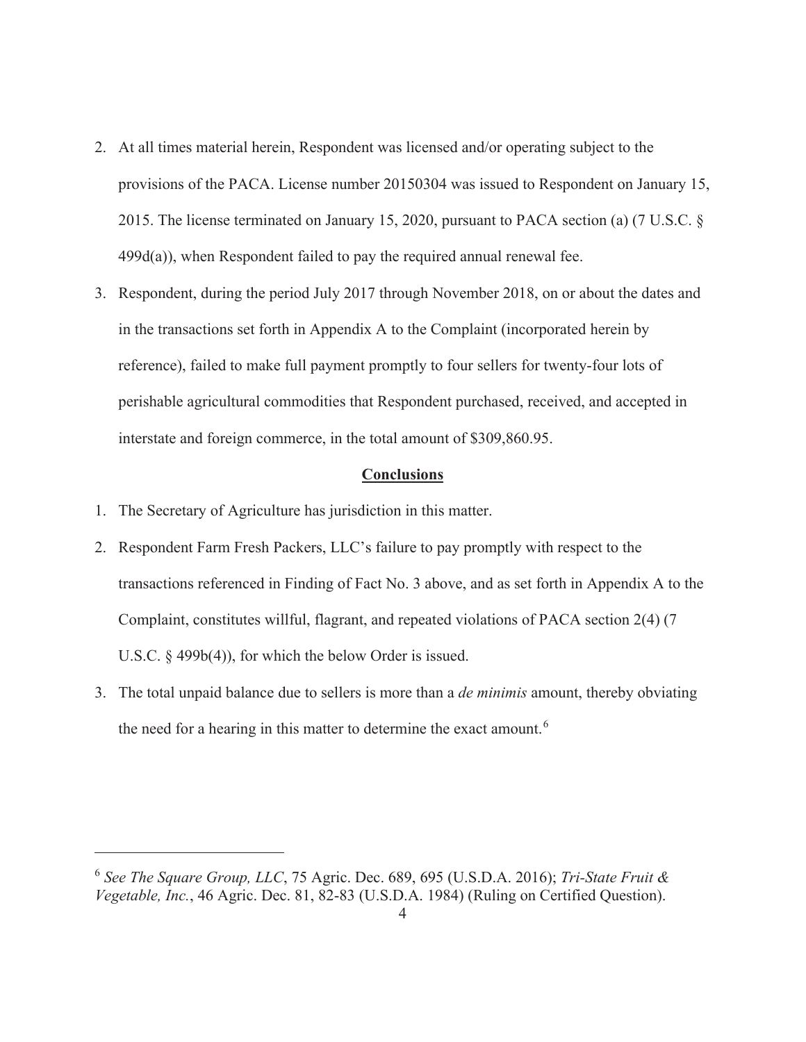2. At all times material herein, Respondent was licensed and/or operating subject to the provisions of the PACA. License number 20150304 was issued to Respondent on January 15, 2015. The license terminated on January 15, 2020, pursuant to PACA section (a) (7 U.S.C. § 499d(a)), when Respondent failed to pay the required annual renewal fee.
3. Respondent, during the period July 2017 through November 2018, on or about the dates and in the transactions set forth in Appendix A to the Complaint (incorporated herein by reference), failed to make full payment promptly to four sellers for twenty-four lots of perishable agricultural commodities that Respondent purchased, received, and accepted in interstate and foreign commerce, in the total amount of $309,860.95.

## Conclusions

1. The Secretary of Agriculture has jurisdiction in this matter.
2. Respondent Farm Fresh Packers, LLC's failure to pay promptly with respect to the transactions referenced in Finding of Fact No. 3 above, and as set forth in Appendix A to the Complaint, constitutes willful, flagrant, and repeated violations of PACA section 2(4) (7 U.S.C. § 499b(4)), for which the below Order is issued.
3. The total unpaid balance due to sellers is more than a *de minimis* amount, thereby obviating the need for a hearing in this matter to determine the exact amount.[6]

[6] *See The Square Group, LLC*, 75 Agric. Dec. 689, 695 (U.S.D.A. 2016); *Tri-State Fruit & Vegetable, Inc.*, 46 Agric. Dec. 81, 82-83 (U.S.D.A. 1984) (Ruling on Certified Question).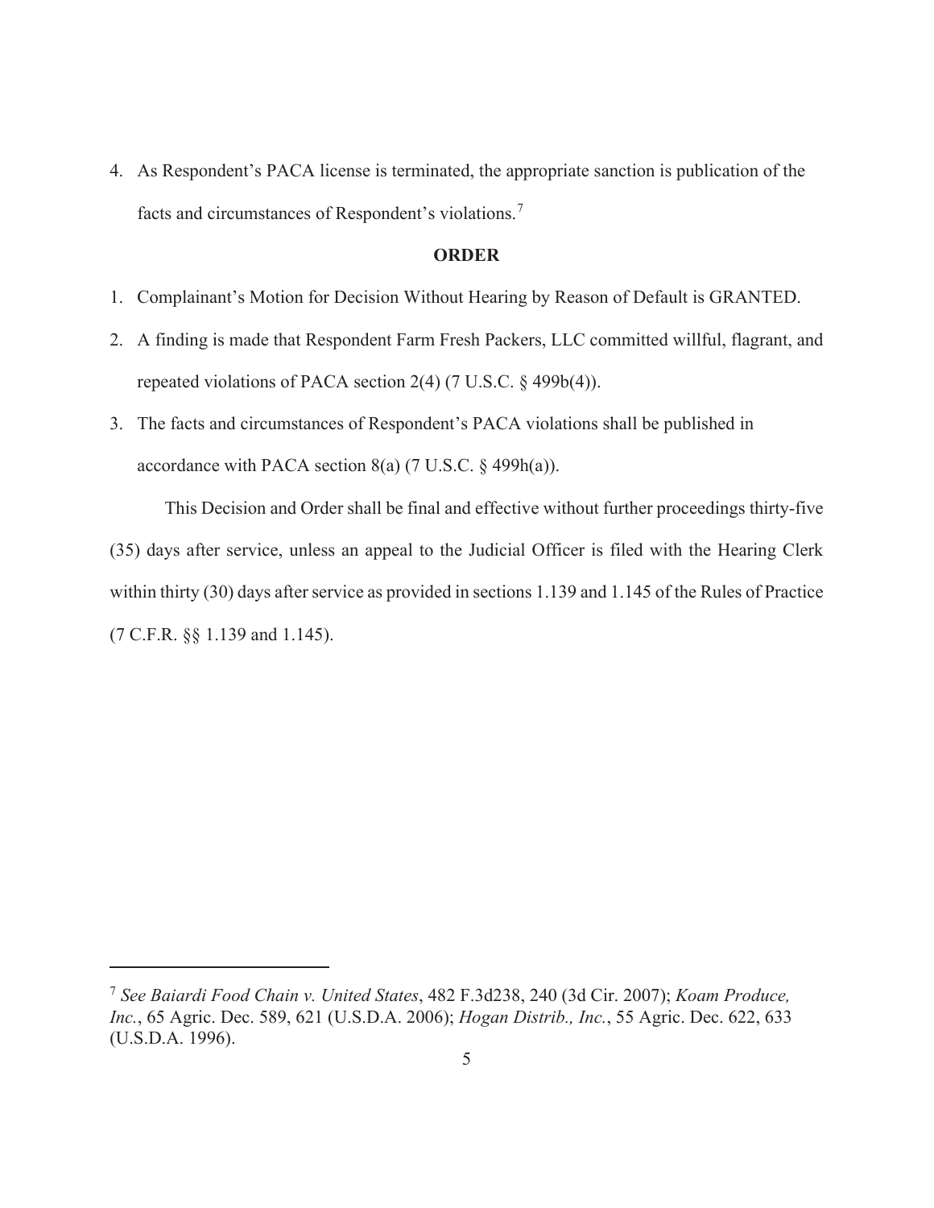4. As Respondent's PACA license is terminated, the appropriate sanction is publication of the facts and circumstances of Respondent's violations.[7]

**ORDER**

1. Complainant's Motion for Decision Without Hearing by Reason of Default is GRANTED.
2. A finding is made that Respondent Farm Fresh Packers, LLC committed willful, flagrant, and repeated violations of PACA section 2(4) (7 U.S.C. § 499b(4)).
3. The facts and circumstances of Respondent's PACA violations shall be published in accordance with PACA section 8(a) (7 U.S.C. § 499h(a)).

This Decision and Order shall be final and effective without further proceedings thirty-five (35) days after service, unless an appeal to the Judicial Officer is filed with the Hearing Clerk within thirty (30) days after service as provided in sections 1.139 and 1.145 of the Rules of Practice (7 C.F.R. §§ 1.139 and 1.145).

---

[7] *See Baiardi Food Chain v. United States*, 482 F.3d238, 240 (3d Cir. 2007); *Koam Produce, Inc.*, 65 Agric. Dec. 589, 621 (U.S.D.A. 2006); *Hogan Distrib., Inc.*, 55 Agric. Dec. 622, 633 (U.S.D.A. 1996).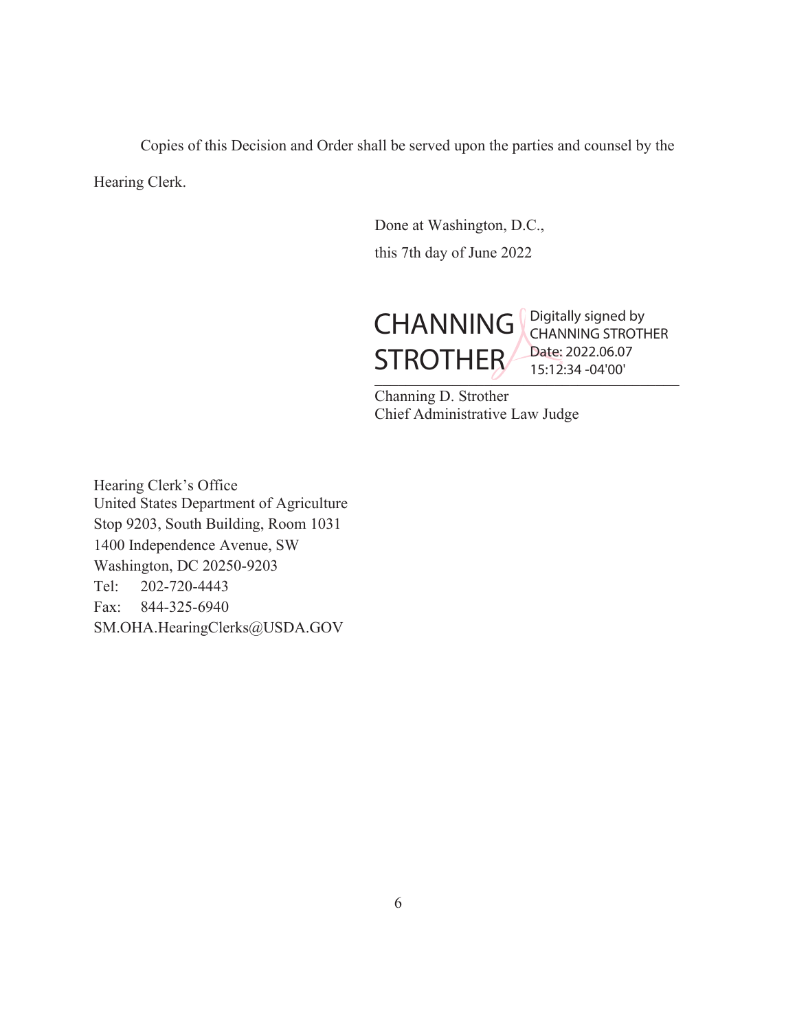Copies of this Decision and Order shall be served upon the parties and counsel by the Hearing Clerk.

Done at Washington, D.C.,
this 7th day of June 2022

CHANNING STROTHER
Digitally signed by CHANNING STROTHER
Date: 2022.06.07 15:12:34 -04'00'

Channing D. Strother
Chief Administrative Law Judge

Hearing Clerk's Office
United States Department of Agriculture
Stop 9203, South Building, Room 1031
1400 Independence Avenue, SW
Washington, DC 20250-9203
Tel: 202-720-4443
Fax: 844-325-6940
SM.OHA.HearingClerks@USDA.GOV